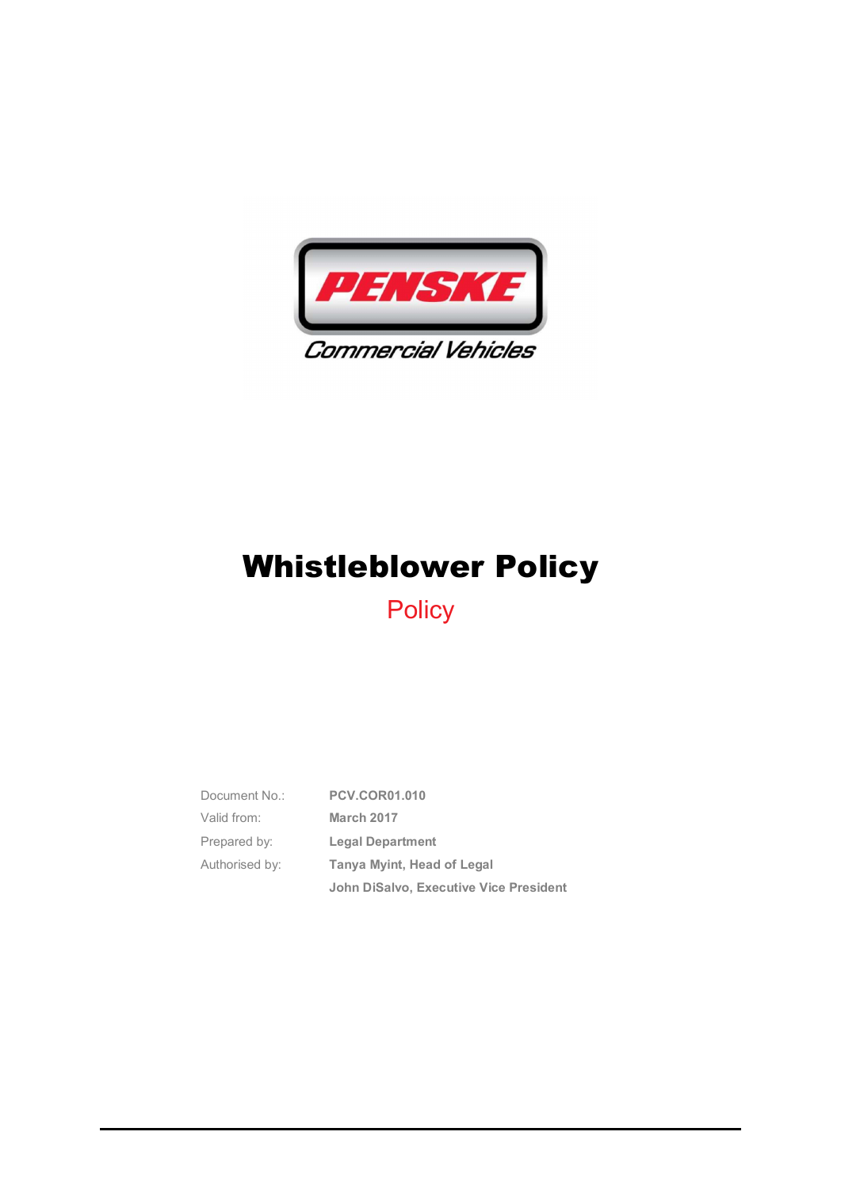PENSKE

Commercial Vehicles

# Whistleblower Policy

Policy

| | |
|---|---|
| Document No.: | **PCV.COR01.010** |
| Valid from: | **March 2017** |
| Prepared by: | **Legal Department** |
| Authorised by: | **Tanya Myint, Head of Legal** |
| | **John DiSalvo, Executive Vice President** |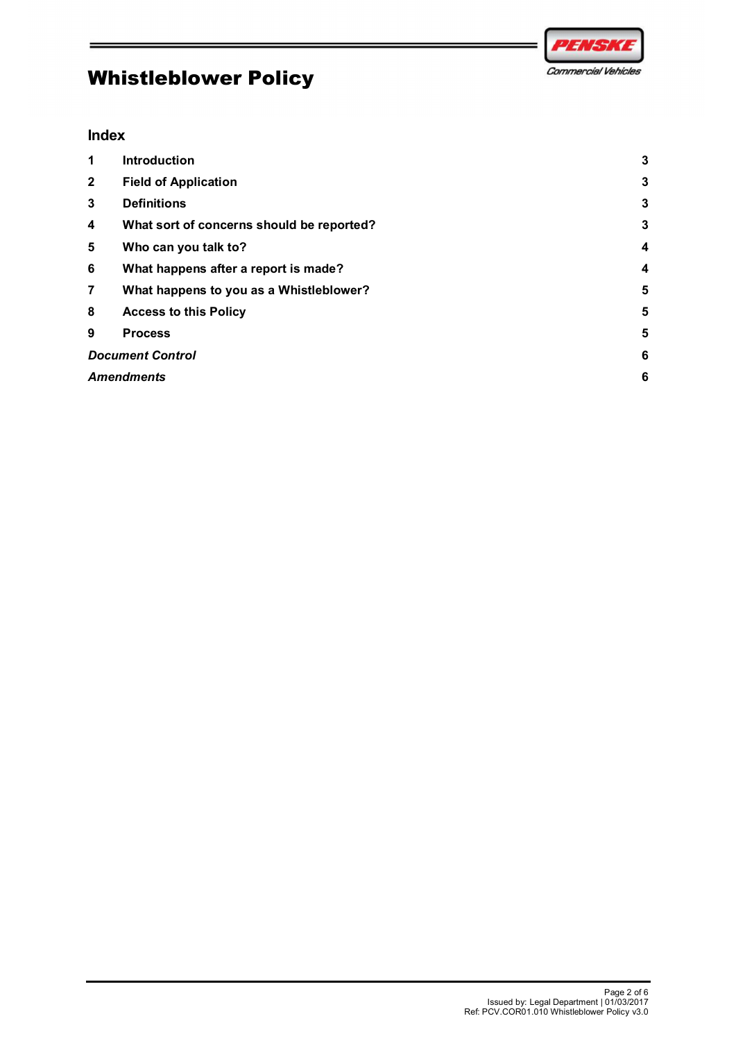# Whistleblower Policy

## Index

| | | |
|---|---|---|
| **1** | **Introduction** | **3** |
| **2** | **Field of Application** | **3** |
| **3** | **Definitions** | **3** |
| **4** | **What sort of concerns should be reported?** | **3** |
| **5** | **Who can you talk to?** | **4** |
| **6** | **What happens after a report is made?** | **4** |
| **7** | **What happens to you as a Whistleblower?** | **5** |
| **8** | **Access to this Policy** | **5** |
| **9** | **Process** | **5** |
| ***Document Control*** | | **6** |
| ***Amendments*** | | **6** |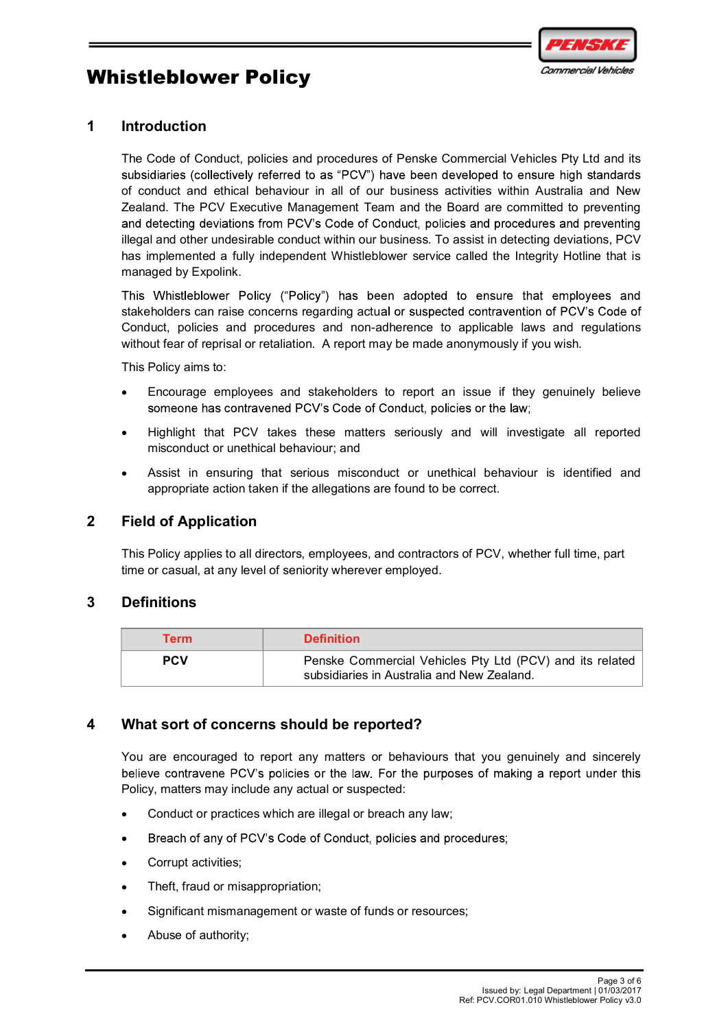# Whistleblower Policy

## 1 Introduction

The Code of Conduct, policies and procedures of Penske Commercial Vehicles Pty Ltd and its subsidiaries (collectively referred to as "PCV") have been developed to ensure high standards of conduct and ethical behaviour in all of our business activities within Australia and New Zealand. The PCV Executive Management Team and the Board are committed to preventing and detecting deviations from PCV's Code of Conduct, policies and procedures and preventing illegal and other undesirable conduct within our business. To assist in detecting deviations, PCV has implemented a fully independent Whistleblower service called the Integrity Hotline that is managed by Expolink.

This Whistleblower Policy ("Policy") has been adopted to ensure that employees and stakeholders can raise concerns regarding actual or suspected contravention of PCV's Code of Conduct, policies and procedures and non-adherence to applicable laws and regulations without fear of reprisal or retaliation. A report may be made anonymously if you wish.

This Policy aims to:

- Encourage employees and stakeholders to report an issue if they genuinely believe someone has contravened PCV's Code of Conduct, policies or the law;
- Highlight that PCV takes these matters seriously and will investigate all reported misconduct or unethical behaviour; and
- Assist in ensuring that serious misconduct or unethical behaviour is identified and appropriate action taken if the allegations are found to be correct.

## 2 Field of Application

This Policy applies to all directors, employees, and contractors of PCV, whether full time, part time or casual, at any level of seniority wherever employed.

## 3 Definitions

| Term | Definition |
| --- | --- |
| **PCV** | Penske Commercial Vehicles Pty Ltd (PCV) and its related subsidiaries in Australia and New Zealand. |

## 4 What sort of concerns should be reported?

You are encouraged to report any matters or behaviours that you genuinely and sincerely believe contravene PCV's policies or the law. For the purposes of making a report under this Policy, matters may include any actual or suspected:

- Conduct or practices which are illegal or breach any law;
- Breach of any of PCV's Code of Conduct, policies and procedures;
- Corrupt activities;
- Theft, fraud or misappropriation;
- Significant mismanagement or waste of funds or resources;
- Abuse of authority;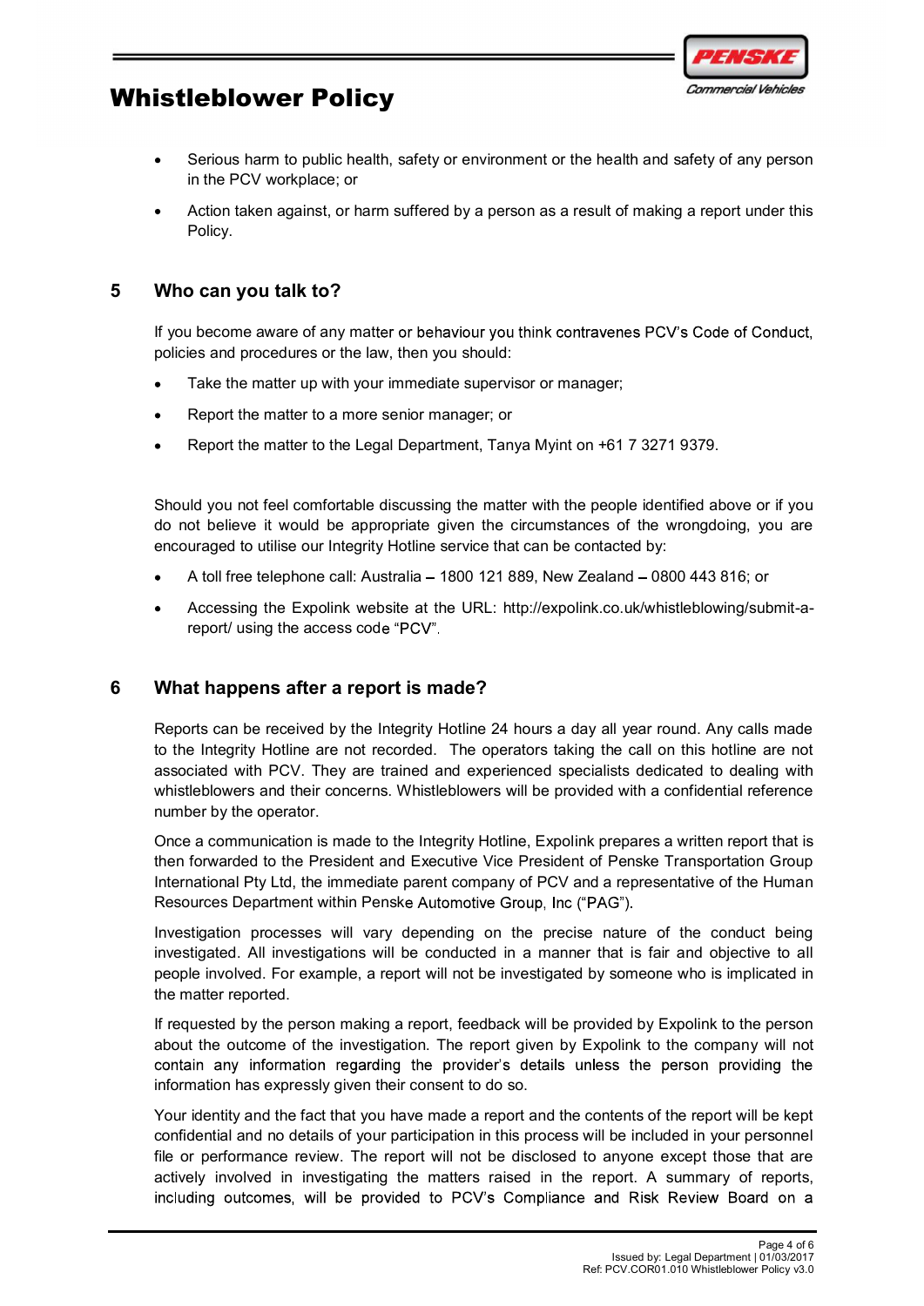- Serious harm to public health, safety or environment or the health and safety of any person in the PCV workplace; or
- Action taken against, or harm suffered by a person as a result of making a report under this Policy.

## 5 Who can you talk to?

If you become aware of any matter or behaviour you think contravenes PCV's Code of Conduct, policies and procedures or the law, then you should:

- Take the matter up with your immediate supervisor or manager;
- Report the matter to a more senior manager; or
- Report the matter to the Legal Department, Tanya Myint on +61 7 3271 9379.

Should you not feel comfortable discussing the matter with the people identified above or if you do not believe it would be appropriate given the circumstances of the wrongdoing, you are encouraged to utilise our Integrity Hotline service that can be contacted by:

- A toll free telephone call: Australia – 1800 121 889, New Zealand – 0800 443 816; or
- Accessing the Expolink website at the URL: http://expolink.co.uk/whistleblowing/submit-a-report/ using the access code "PCV".

## 6 What happens after a report is made?

Reports can be received by the Integrity Hotline 24 hours a day all year round. Any calls made to the Integrity Hotline are not recorded. The operators taking the call on this hotline are not associated with PCV. They are trained and experienced specialists dedicated to dealing with whistleblowers and their concerns. Whistleblowers will be provided with a confidential reference number by the operator.

Once a communication is made to the Integrity Hotline, Expolink prepares a written report that is then forwarded to the President and Executive Vice President of Penske Transportation Group International Pty Ltd, the immediate parent company of PCV and a representative of the Human Resources Department within Penske Automotive Group, Inc ("PAG").

Investigation processes will vary depending on the precise nature of the conduct being investigated. All investigations will be conducted in a manner that is fair and objective to all people involved. For example, a report will not be investigated by someone who is implicated in the matter reported.

If requested by the person making a report, feedback will be provided by Expolink to the person about the outcome of the investigation. The report given by Expolink to the company will not contain any information regarding the provider's details unless the person providing the information has expressly given their consent to do so.

Your identity and the fact that you have made a report and the contents of the report will be kept confidential and no details of your participation in this process will be included in your personnel file or performance review. The report will not be disclosed to anyone except those that are actively involved in investigating the matters raised in the report. A summary of reports, including outcomes, will be provided to PCV's Compliance and Risk Review Board on a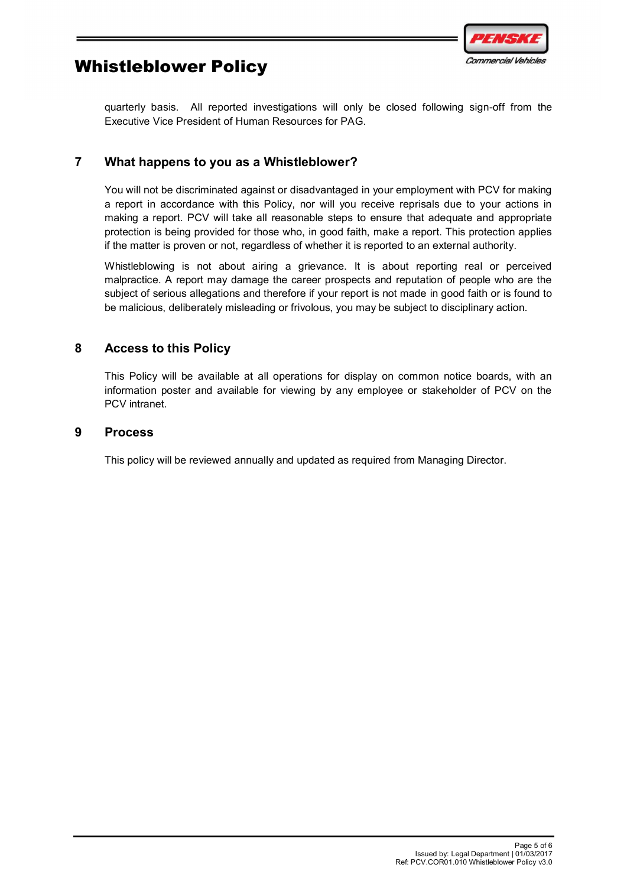quarterly basis. All reported investigations will only be closed following sign-off from the Executive Vice President of Human Resources for PAG.

## 7 What happens to you as a Whistleblower?

You will not be discriminated against or disadvantaged in your employment with PCV for making a report in accordance with this Policy, nor will you receive reprisals due to your actions in making a report. PCV will take all reasonable steps to ensure that adequate and appropriate protection is being provided for those who, in good faith, make a report. This protection applies if the matter is proven or not, regardless of whether it is reported to an external authority.

Whistleblowing is not about airing a grievance. It is about reporting real or perceived malpractice. A report may damage the career prospects and reputation of people who are the subject of serious allegations and therefore if your report is not made in good faith or is found to be malicious, deliberately misleading or frivolous, you may be subject to disciplinary action.

## 8 Access to this Policy

This Policy will be available at all operations for display on common notice boards, with an information poster and available for viewing by any employee or stakeholder of PCV on the PCV intranet.

## 9 Process

This policy will be reviewed annually and updated as required from Managing Director.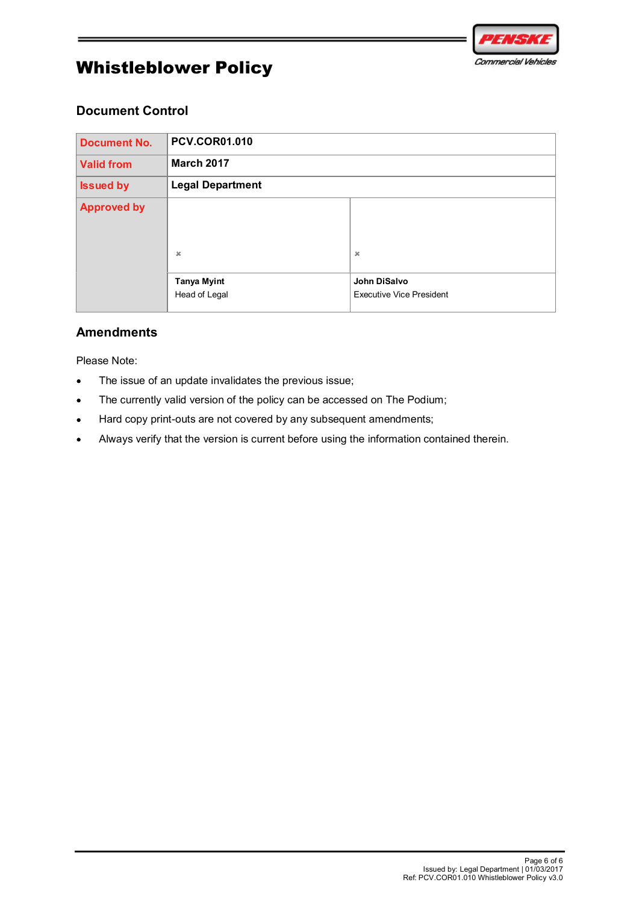# Whistleblower Policy

## Document Control

| | | |
|---|---|---|
| **Document No.** | **PCV.COR01.010** | |
| **Valid from** | **March 2017** | |
| **Issued by** | **Legal Department** | |
| **Approved by** | | |
| | **Tanya Myint**<br>Head of Legal | **John DiSalvo**<br>Executive Vice President |

## Amendments

Please Note:

- The issue of an update invalidates the previous issue;
- The currently valid version of the policy can be accessed on The Podium;
- Hard copy print-outs are not covered by any subsequent amendments;
- Always verify that the version is current before using the information contained therein.